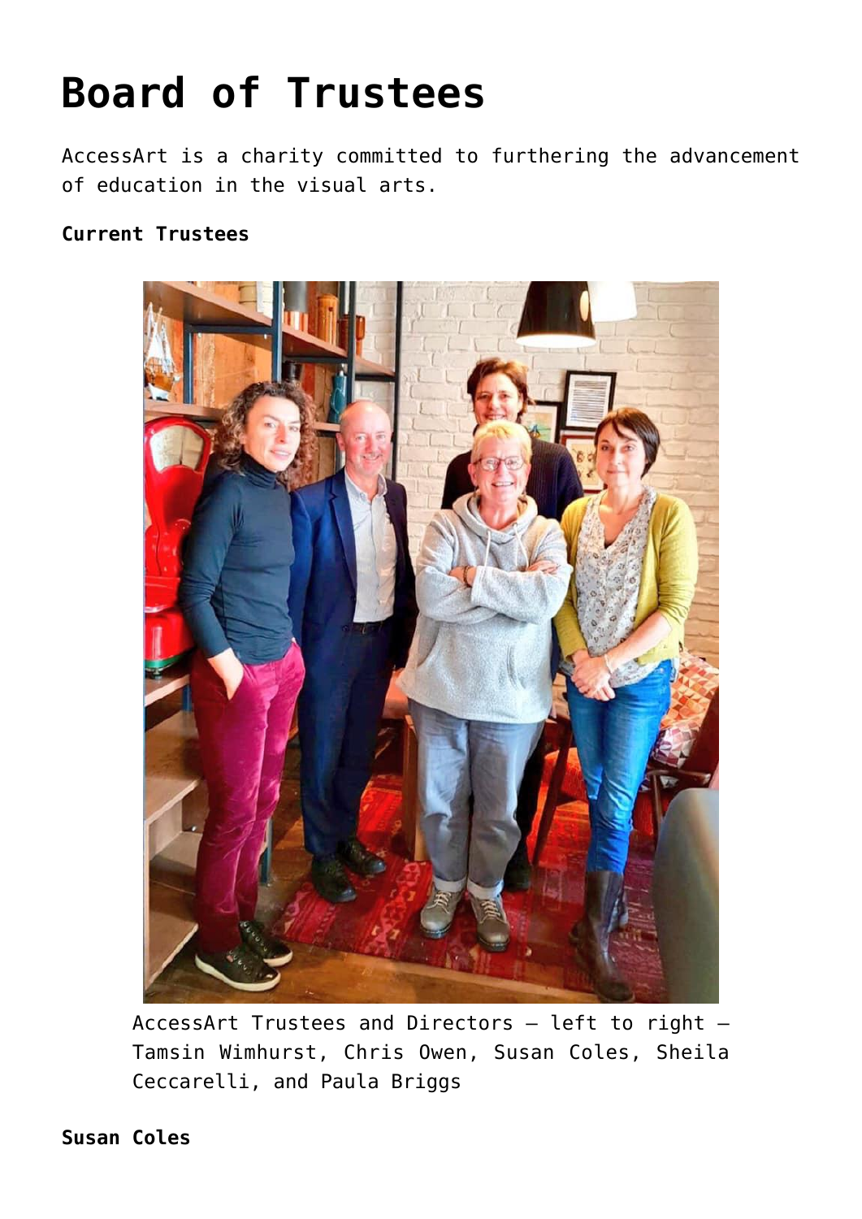# Board of Trustees

AccessArt is a charity committed to furthering the advancement of education in the visual arts.

**Current Trustees**

AccessArt Trustees and Directors – left to right – Tamsin Wimhurst, Chris Owen, Susan Coles, Sheila Ceccarelli, and Paula Briggs

**Susan Coles**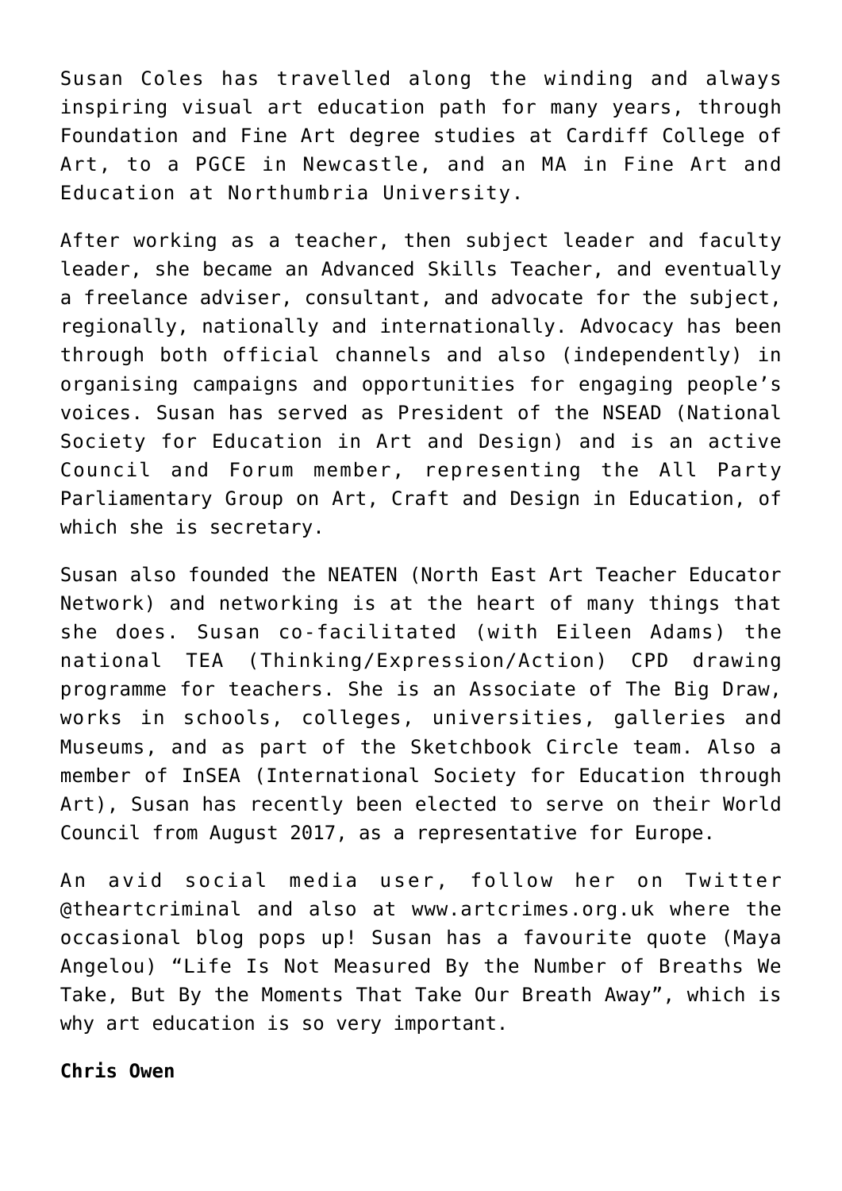Susan Coles has travelled along the winding and always inspiring visual art education path for many years, through Foundation and Fine Art degree studies at Cardiff College of Art, to a PGCE in Newcastle, and an MA in Fine Art and Education at Northumbria University.

After working as a teacher, then subject leader and faculty leader, she became an Advanced Skills Teacher, and eventually a freelance adviser, consultant, and advocate for the subject, regionally, nationally and internationally. Advocacy has been through both official channels and also (independently) in organising campaigns and opportunities for engaging people's voices. Susan has served as President of the NSEAD (National Society for Education in Art and Design) and is an active Council and Forum member, representing the All Party Parliamentary Group on Art, Craft and Design in Education, of which she is secretary.

Susan also founded the NEATEN (North East Art Teacher Educator Network) and networking is at the heart of many things that she does. Susan co-facilitated (with Eileen Adams) the national TEA (Thinking/Expression/Action) CPD drawing programme for teachers. She is an Associate of The Big Draw, works in schools, colleges, universities, galleries and Museums, and as part of the Sketchbook Circle team. Also a member of InSEA (International Society for Education through Art), Susan has recently been elected to serve on their World Council from August 2017, as a representative for Europe.

An avid social media user, follow her on Twitter @theartcriminal and also at www.artcrimes.org.uk where the occasional blog pops up! Susan has a favourite quote (Maya Angelou) "Life Is Not Measured By the Number of Breaths We Take, But By the Moments That Take Our Breath Away", which is why art education is so very important.

**Chris Owen**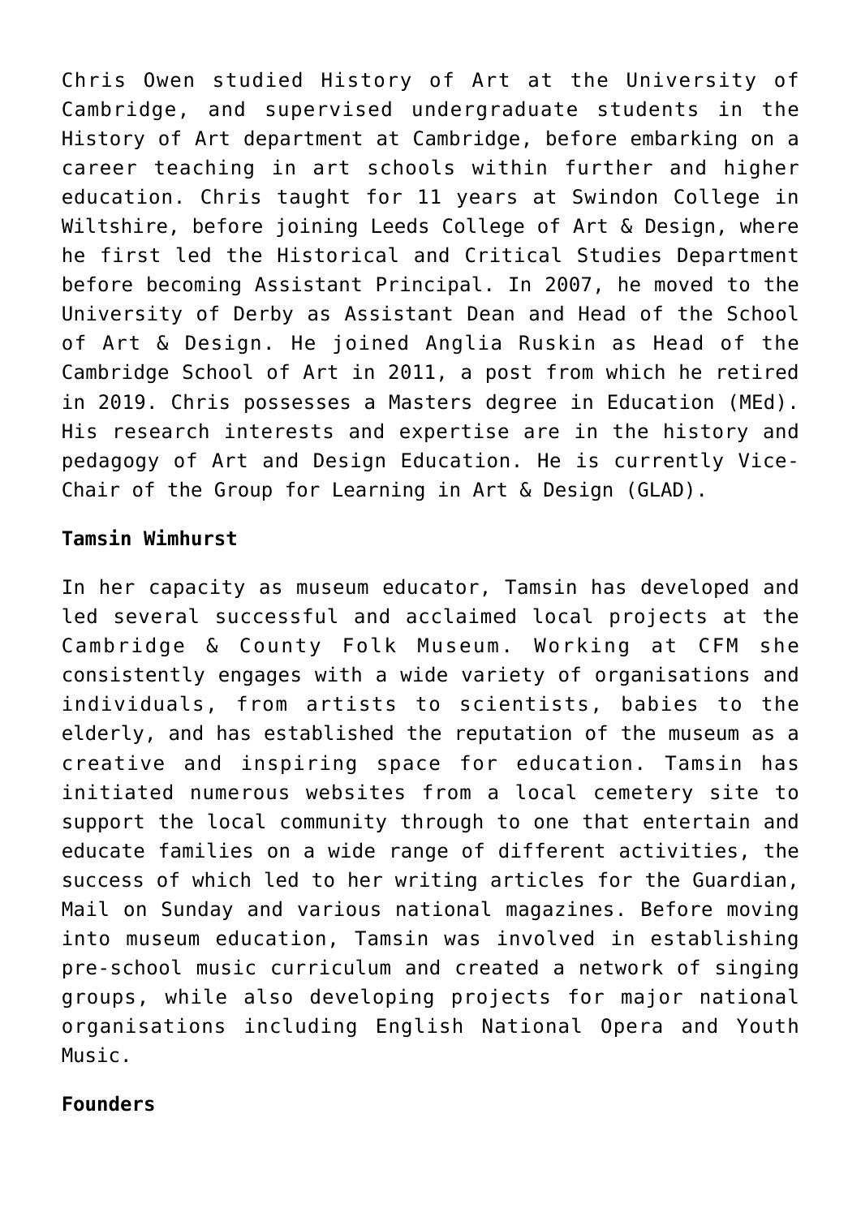Chris Owen studied History of Art at the University of Cambridge, and supervised undergraduate students in the History of Art department at Cambridge, before embarking on a career teaching in art schools within further and higher education. Chris taught for 11 years at Swindon College in Wiltshire, before joining Leeds College of Art & Design, where he first led the Historical and Critical Studies Department before becoming Assistant Principal. In 2007, he moved to the University of Derby as Assistant Dean and Head of the School of Art & Design. He joined Anglia Ruskin as Head of the Cambridge School of Art in 2011, a post from which he retired in 2019. Chris possesses a Masters degree in Education (MEd). His research interests and expertise are in the history and pedagogy of Art and Design Education. He is currently Vice-Chair of the Group for Learning in Art & Design (GLAD).

**Tamsin Wimhurst**

In her capacity as museum educator, Tamsin has developed and led several successful and acclaimed local projects at the Cambridge & County Folk Museum. Working at CFM she consistently engages with a wide variety of organisations and individuals, from artists to scientists, babies to the elderly, and has established the reputation of the museum as a creative and inspiring space for education. Tamsin has initiated numerous websites from a local cemetery site to support the local community through to one that entertain and educate families on a wide range of different activities, the success of which led to her writing articles for the Guardian, Mail on Sunday and various national magazines. Before moving into museum education, Tamsin was involved in establishing pre-school music curriculum and created a network of singing groups, while also developing projects for major national organisations including English National Opera and Youth Music.

**Founders**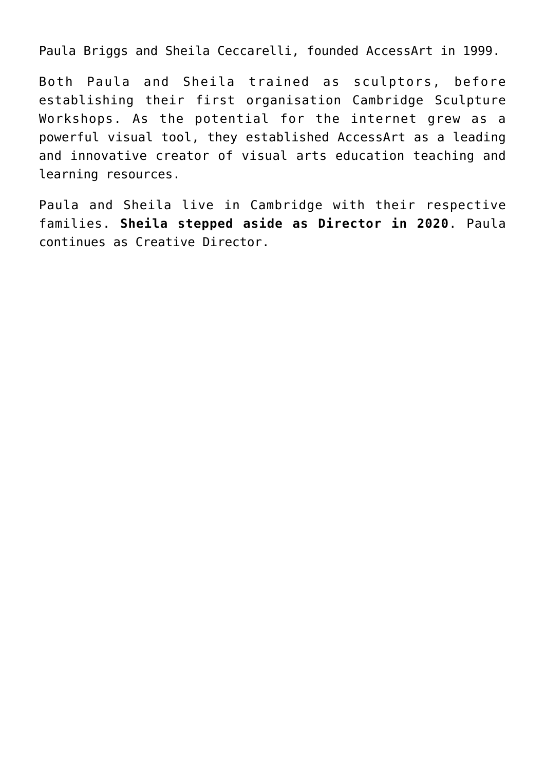Paula Briggs and Sheila Ceccarelli, founded AccessArt in 1999.

Both Paula and Sheila trained as sculptors, before establishing their first organisation Cambridge Sculpture Workshops. As the potential for the internet grew as a powerful visual tool, they established AccessArt as a leading and innovative creator of visual arts education teaching and learning resources.

Paula and Sheila live in Cambridge with their respective families. **Sheila stepped aside as Director in 2020**. Paula continues as Creative Director.